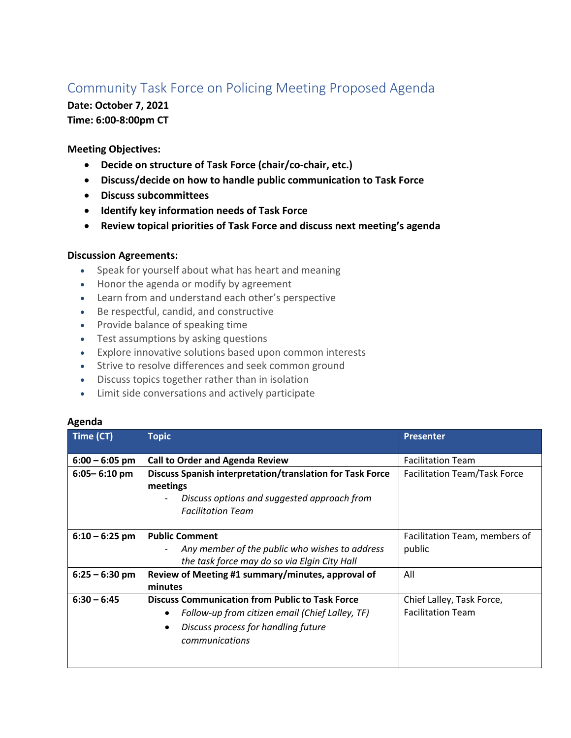# Community Task Force on Policing Meeting Proposed Agenda

**Date: October 7, 2021**
**Time: 6:00-8:00pm CT**

**Meeting Objectives:**

- **Decide on structure of Task Force (chair/co-chair, etc.)**
- **Discuss/decide on how to handle public communication to Task Force**
- **Discuss subcommittees**
- **Identify key information needs of Task Force**
- **Review topical priorities of Task Force and discuss next meeting's agenda**

**Discussion Agreements:**

- Speak for yourself about what has heart and meaning
- Honor the agenda or modify by agreement
- Learn from and understand each other's perspective
- Be respectful, candid, and constructive
- Provide balance of speaking time
- Test assumptions by asking questions
- Explore innovative solutions based upon common interests
- Strive to resolve differences and seek common ground
- Discuss topics together rather than in isolation
- Limit side conversations and actively participate

**Agenda**

| Time (CT) | Topic | Presenter |
|---|---|---|
| **6:00 – 6:05 pm** | **Call to Order and Agenda Review** | Facilitation Team |
| **6:05– 6:10 pm** | **Discuss Spanish interpretation/translation for Task Force meetings**<br>- *Discuss options and suggested approach from Facilitation Team* | Facilitation Team/Task Force |
| **6:10 – 6:25 pm** | **Public Comment**<br>- *Any member of the public who wishes to address the task force may do so via Elgin City Hall* | Facilitation Team, members of public |
| **6:25 – 6:30 pm** | **Review of Meeting #1 summary/minutes, approval of minutes** | All |
| **6:30 – 6:45** | **Discuss Communication from Public to Task Force**<br>• *Follow-up from citizen email (Chief Lalley, TF)*<br>• *Discuss process for handling future communications* | Chief Lalley, Task Force, Facilitation Team |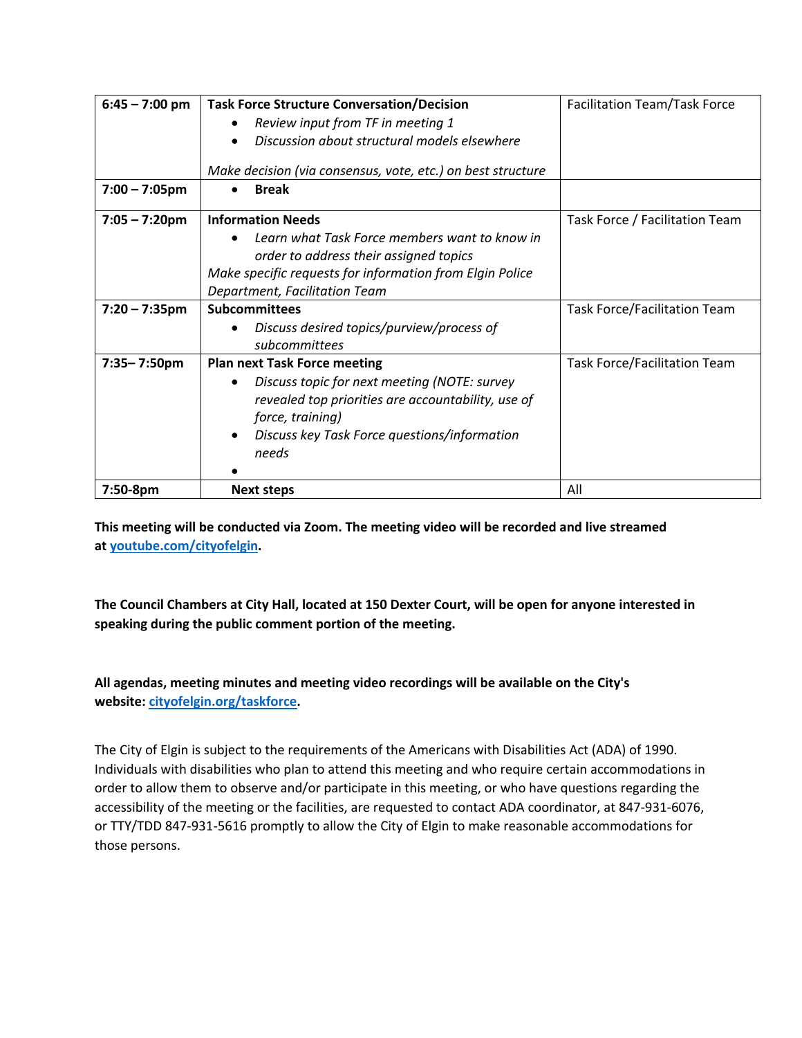| | | |
|---|---|---|
| **6:45 – 7:00 pm** | **Task Force Structure Conversation/Decision**<br>• *Review input from TF in meeting 1*<br>• *Discussion about structural models elsewhere*<br><br>*Make decision (via consensus, vote, etc.) on best structure* | Facilitation Team/Task Force |
| **7:00 – 7:05pm** | • **Break** | |
| **7:05 – 7:20pm** | **Information Needs**<br>• *Learn what Task Force members want to know in order to address their assigned topics*<br>*Make specific requests for information from Elgin Police Department, Facilitation Team* | Task Force / Facilitation Team |
| **7:20 – 7:35pm** | **Subcommittees**<br>• *Discuss desired topics/purview/process of subcommittees* | Task Force/Facilitation Team |
| **7:35– 7:50pm** | **Plan next Task Force meeting**<br>• *Discuss topic for next meeting (NOTE: survey revealed top priorities are accountability, use of force, training)*<br>• *Discuss key Task Force questions/information needs*<br>• | Task Force/Facilitation Team |
| **7:50-8pm** | **Next steps** | All |

**This meeting will be conducted via Zoom. The meeting video will be recorded and live streamed at [youtube.com/cityofelgin](youtube.com/cityofelgin).**

**The Council Chambers at City Hall, located at 150 Dexter Court, will be open for anyone interested in speaking during the public comment portion of the meeting.**

**All agendas, meeting minutes and meeting video recordings will be available on the City's website: [cityofelgin.org/taskforce](cityofelgin.org/taskforce).**

The City of Elgin is subject to the requirements of the Americans with Disabilities Act (ADA) of 1990. Individuals with disabilities who plan to attend this meeting and who require certain accommodations in order to allow them to observe and/or participate in this meeting, or who have questions regarding the accessibility of the meeting or the facilities, are requested to contact ADA coordinator, at 847-931-6076, or TTY/TDD 847-931-5616 promptly to allow the City of Elgin to make reasonable accommodations for those persons.